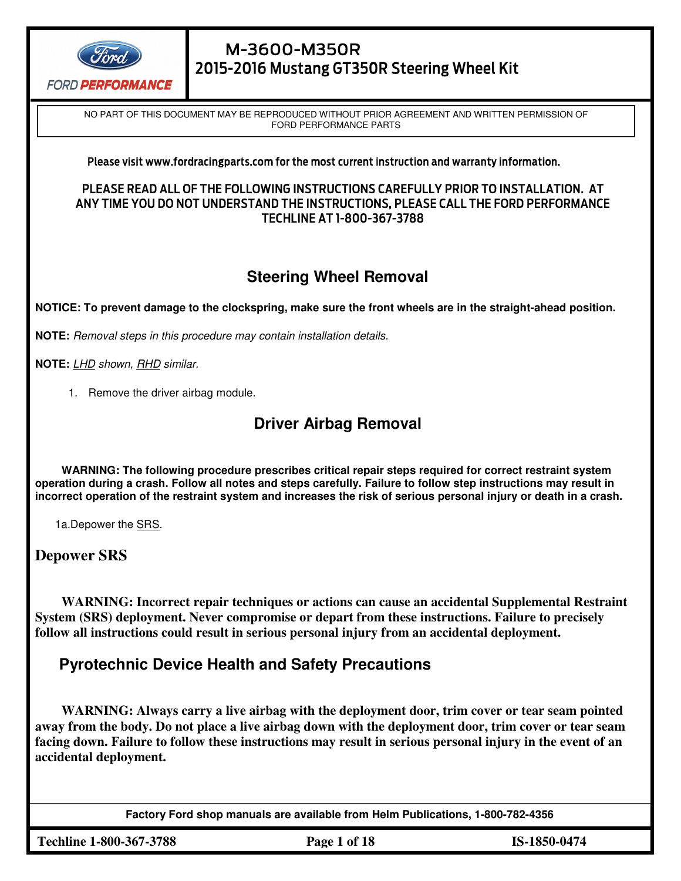# M-3600-M350R
## 2015-2016 Mustang GT350R Steering Wheel Kit

NO PART OF THIS DOCUMENT MAY BE REPRODUCED WITHOUT PRIOR AGREEMENT AND WRITTEN PERMISSION OF FORD PERFORMANCE PARTS

**Please visit www.fordracingparts.com for the most current instruction and warranty information.**

**PLEASE READ ALL OF THE FOLLOWING INSTRUCTIONS CAREFULLY PRIOR TO INSTALLATION. AT ANY TIME YOU DO NOT UNDERSTAND THE INSTRUCTIONS, PLEASE CALL THE FORD PERFORMANCE TECHLINE AT 1-800-367-3788**

## Steering Wheel Removal

**NOTICE: To prevent damage to the clockspring, make sure the front wheels are in the straight-ahead position.**

**NOTE:** *Removal steps in this procedure may contain installation details.*

**NOTE:** *LHD shown, RHD similar.*

1. Remove the driver airbag module.

## Driver Airbag Removal

**WARNING: The following procedure prescribes critical repair steps required for correct restraint system operation during a crash. Follow all notes and steps carefully. Failure to follow step instructions may result in incorrect operation of the restraint system and increases the risk of serious personal injury or death in a crash.**

1a. Depower the SRS.

### Depower SRS

**WARNING: Incorrect repair techniques or actions can cause an accidental Supplemental Restraint System (SRS) deployment. Never compromise or depart from these instructions. Failure to precisely follow all instructions could result in serious personal injury from an accidental deployment.**

### Pyrotechnic Device Health and Safety Precautions

**WARNING: Always carry a live airbag with the deployment door, trim cover or tear seam pointed away from the body. Do not place a live airbag down with the deployment door, trim cover or tear seam facing down. Failure to follow these instructions may result in serious personal injury in the event of an accidental deployment.**

**Factory Ford shop manuals are available from Helm Publications, 1-800-782-4356**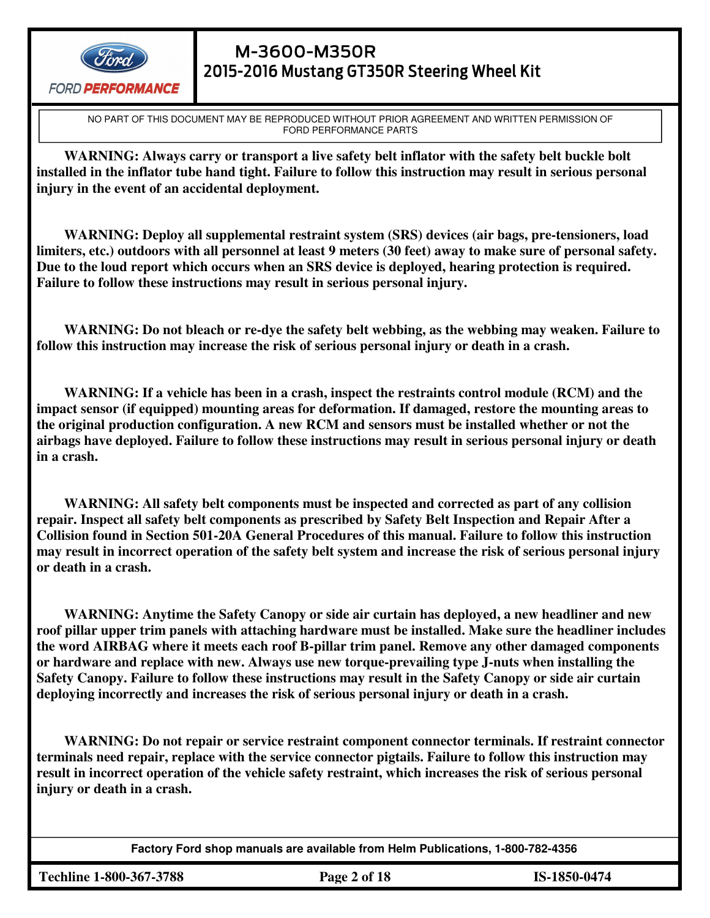NO PART OF THIS DOCUMENT MAY BE REPRODUCED WITHOUT PRIOR AGREEMENT AND WRITTEN PERMISSION OF FORD PERFORMANCE PARTS

**WARNING: Always carry or transport a live safety belt inflator with the safety belt buckle bolt installed in the inflator tube hand tight. Failure to follow this instruction may result in serious personal injury in the event of an accidental deployment.**

**WARNING: Deploy all supplemental restraint system (SRS) devices (air bags, pre-tensioners, load limiters, etc.) outdoors with all personnel at least 9 meters (30 feet) away to make sure of personal safety. Due to the loud report which occurs when an SRS device is deployed, hearing protection is required. Failure to follow these instructions may result in serious personal injury.**

**WARNING: Do not bleach or re-dye the safety belt webbing, as the webbing may weaken. Failure to follow this instruction may increase the risk of serious personal injury or death in a crash.**

**WARNING: If a vehicle has been in a crash, inspect the restraints control module (RCM) and the impact sensor (if equipped) mounting areas for deformation. If damaged, restore the mounting areas to the original production configuration. A new RCM and sensors must be installed whether or not the airbags have deployed. Failure to follow these instructions may result in serious personal injury or death in a crash.**

**WARNING: All safety belt components must be inspected and corrected as part of any collision repair. Inspect all safety belt components as prescribed by Safety Belt Inspection and Repair After a Collision found in Section 501-20A General Procedures of this manual. Failure to follow this instruction may result in incorrect operation of the safety belt system and increase the risk of serious personal injury or death in a crash.**

**WARNING: Anytime the Safety Canopy or side air curtain has deployed, a new headliner and new roof pillar upper trim panels with attaching hardware must be installed. Make sure the headliner includes the word AIRBAG where it meets each roof B-pillar trim panel. Remove any other damaged components or hardware and replace with new. Always use new torque-prevailing type J-nuts when installing the Safety Canopy. Failure to follow these instructions may result in the Safety Canopy or side air curtain deploying incorrectly and increases the risk of serious personal injury or death in a crash.**

**WARNING: Do not repair or service restraint component connector terminals. If restraint connector terminals need repair, replace with the service connector pigtails. Failure to follow this instruction may result in incorrect operation of the vehicle safety restraint, which increases the risk of serious personal injury or death in a crash.**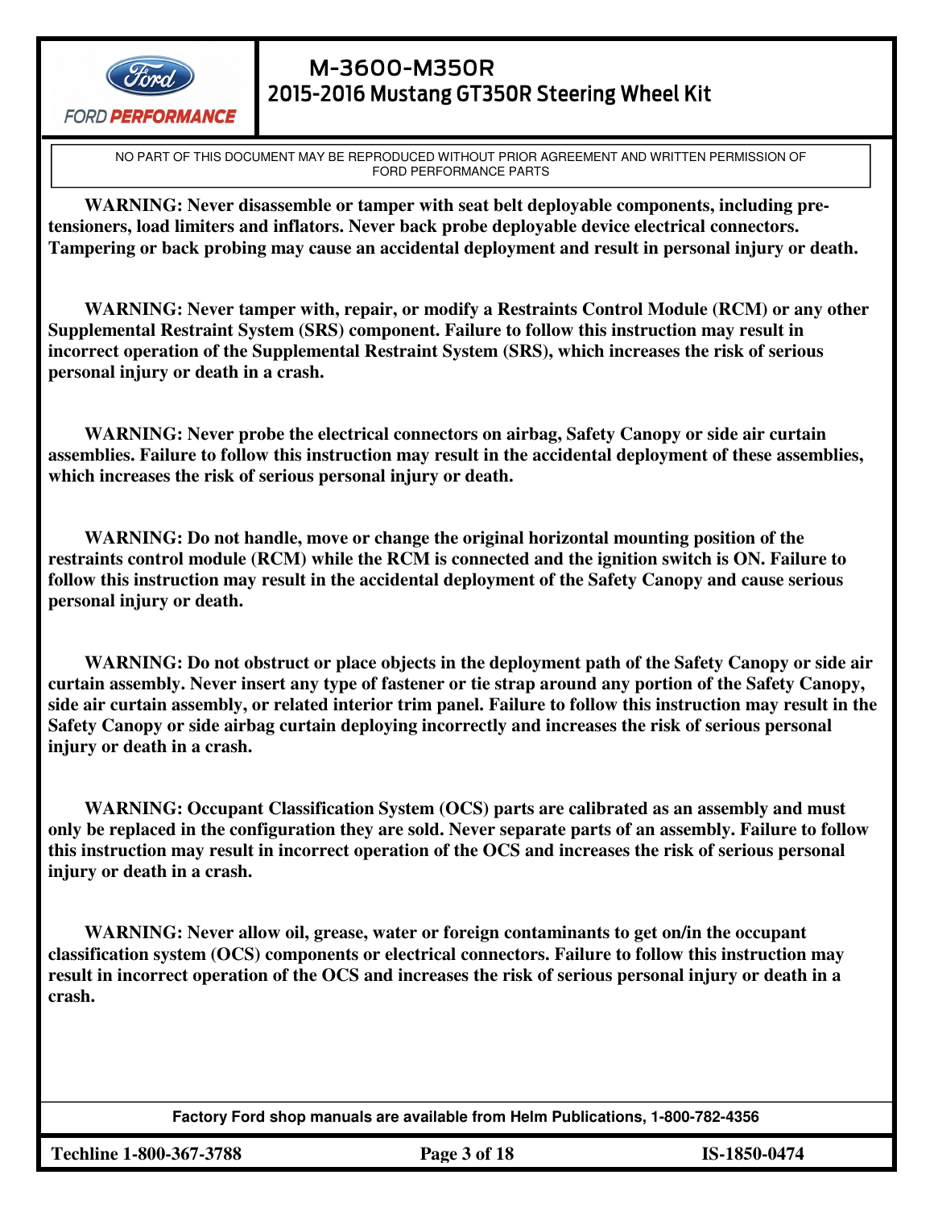NO PART OF THIS DOCUMENT MAY BE REPRODUCED WITHOUT PRIOR AGREEMENT AND WRITTEN PERMISSION OF FORD PERFORMANCE PARTS

**WARNING: Never disassemble or tamper with seat belt deployable components, including pre-tensioners, load limiters and inflators. Never back probe deployable device electrical connectors. Tampering or back probing may cause an accidental deployment and result in personal injury or death.**

**WARNING: Never tamper with, repair, or modify a Restraints Control Module (RCM) or any other Supplemental Restraint System (SRS) component. Failure to follow this instruction may result in incorrect operation of the Supplemental Restraint System (SRS), which increases the risk of serious personal injury or death in a crash.**

**WARNING: Never probe the electrical connectors on airbag, Safety Canopy or side air curtain assemblies. Failure to follow this instruction may result in the accidental deployment of these assemblies, which increases the risk of serious personal injury or death.**

**WARNING: Do not handle, move or change the original horizontal mounting position of the restraints control module (RCM) while the RCM is connected and the ignition switch is ON. Failure to follow this instruction may result in the accidental deployment of the Safety Canopy and cause serious personal injury or death.**

**WARNING: Do not obstruct or place objects in the deployment path of the Safety Canopy or side air curtain assembly. Never insert any type of fastener or tie strap around any portion of the Safety Canopy, side air curtain assembly, or related interior trim panel. Failure to follow this instruction may result in the Safety Canopy or side airbag curtain deploying incorrectly and increases the risk of serious personal injury or death in a crash.**

**WARNING: Occupant Classification System (OCS) parts are calibrated as an assembly and must only be replaced in the configuration they are sold. Never separate parts of an assembly. Failure to follow this instruction may result in incorrect operation of the OCS and increases the risk of serious personal injury or death in a crash.**

**WARNING: Never allow oil, grease, water or foreign contaminants to get on/in the occupant classification system (OCS) components or electrical connectors. Failure to follow this instruction may result in incorrect operation of the OCS and increases the risk of serious personal injury or death in a crash.**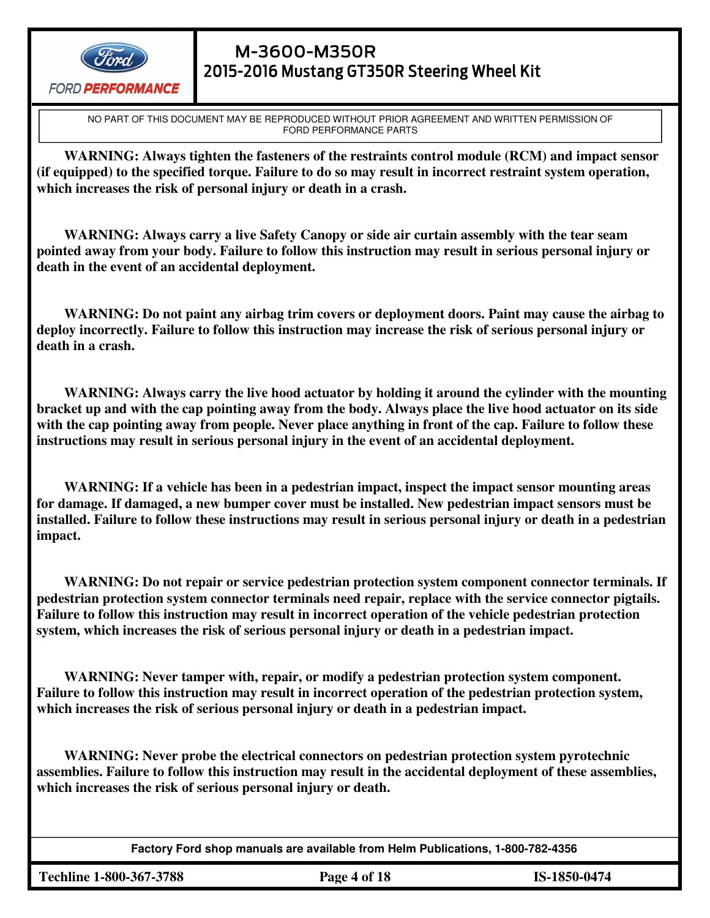**WARNING: Always tighten the fasteners of the restraints control module (RCM) and impact sensor (if equipped) to the specified torque. Failure to do so may result in incorrect restraint system operation, which increases the risk of personal injury or death in a crash.**

**WARNING: Always carry a live Safety Canopy or side air curtain assembly with the tear seam pointed away from your body. Failure to follow this instruction may result in serious personal injury or death in the event of an accidental deployment.**

**WARNING: Do not paint any airbag trim covers or deployment doors. Paint may cause the airbag to deploy incorrectly. Failure to follow this instruction may increase the risk of serious personal injury or death in a crash.**

**WARNING: Always carry the live hood actuator by holding it around the cylinder with the mounting bracket up and with the cap pointing away from the body. Always place the live hood actuator on its side with the cap pointing away from people. Never place anything in front of the cap. Failure to follow these instructions may result in serious personal injury in the event of an accidental deployment.**

**WARNING: If a vehicle has been in a pedestrian impact, inspect the impact sensor mounting areas for damage. If damaged, a new bumper cover must be installed. New pedestrian impact sensors must be installed. Failure to follow these instructions may result in serious personal injury or death in a pedestrian impact.**

**WARNING: Do not repair or service pedestrian protection system component connector terminals. If pedestrian protection system connector terminals need repair, replace with the service connector pigtails. Failure to follow this instruction may result in incorrect operation of the vehicle pedestrian protection system, which increases the risk of serious personal injury or death in a pedestrian impact.**

**WARNING: Never tamper with, repair, or modify a pedestrian protection system component. Failure to follow this instruction may result in incorrect operation of the pedestrian protection system, which increases the risk of serious personal injury or death in a pedestrian impact.**

**WARNING: Never probe the electrical connectors on pedestrian protection system pyrotechnic assemblies. Failure to follow this instruction may result in the accidental deployment of these assemblies, which increases the risk of serious personal injury or death.**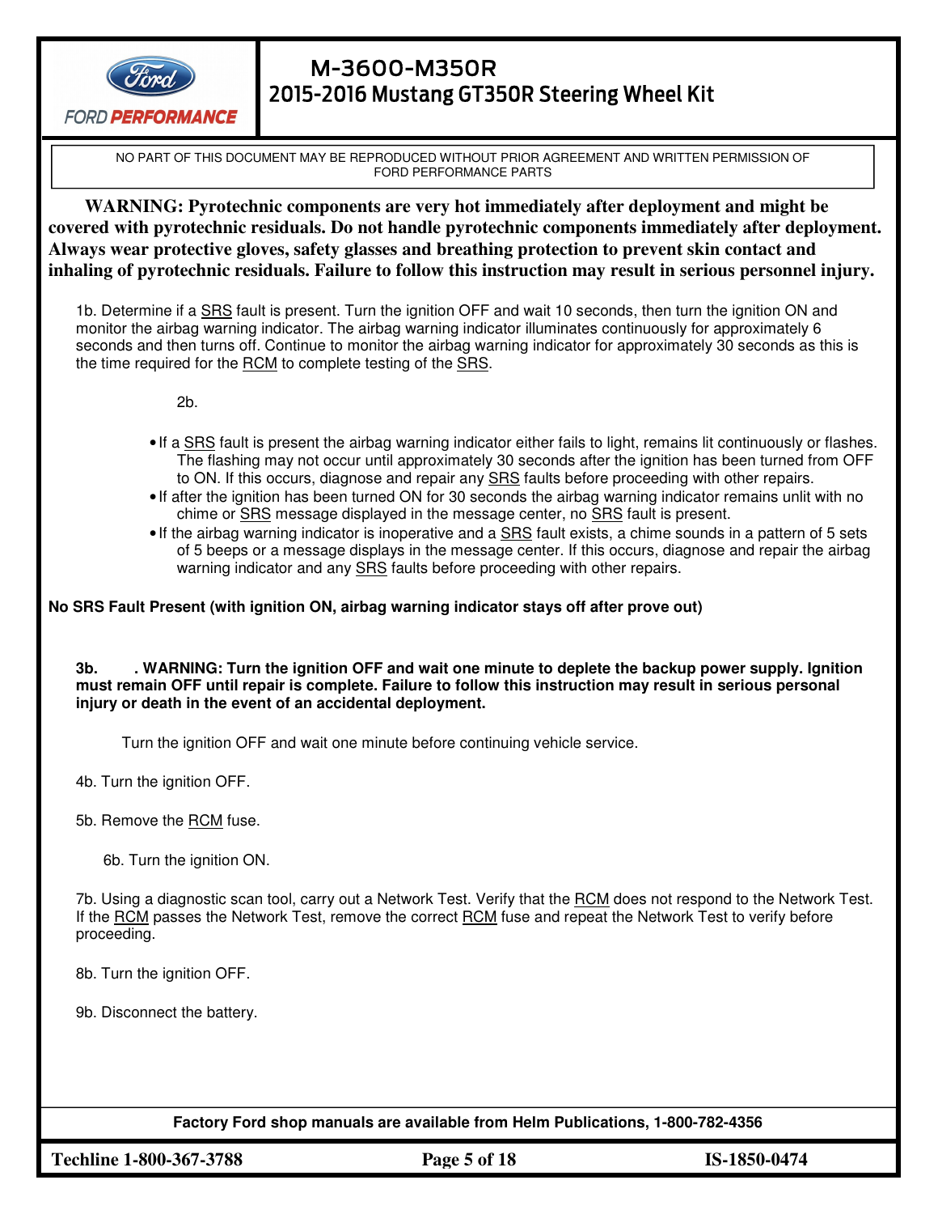NO PART OF THIS DOCUMENT MAY BE REPRODUCED WITHOUT PRIOR AGREEMENT AND WRITTEN PERMISSION OF FORD PERFORMANCE PARTS

**WARNING: Pyrotechnic components are very hot immediately after deployment and might be covered with pyrotechnic residuals. Do not handle pyrotechnic components immediately after deployment. Always wear protective gloves, safety glasses and breathing protection to prevent skin contact and inhaling of pyrotechnic residuals. Failure to follow this instruction may result in serious personnel injury.**

1b. Determine if a SRS fault is present. Turn the ignition OFF and wait 10 seconds, then turn the ignition ON and monitor the airbag warning indicator. The airbag warning indicator illuminates continuously for approximately 6 seconds and then turns off. Continue to monitor the airbag warning indicator for approximately 30 seconds as this is the time required for the RCM to complete testing of the SRS.

2b.

- If a SRS fault is present the airbag warning indicator either fails to light, remains lit continuously or flashes. The flashing may not occur until approximately 30 seconds after the ignition has been turned from OFF to ON. If this occurs, diagnose and repair any SRS faults before proceeding with other repairs.
- If after the ignition has been turned ON for 30 seconds the airbag warning indicator remains unlit with no chime or SRS message displayed in the message center, no SRS fault is present.
- If the airbag warning indicator is inoperative and a SRS fault exists, a chime sounds in a pattern of 5 sets of 5 beeps or a message displays in the message center. If this occurs, diagnose and repair the airbag warning indicator and any SRS faults before proceeding with other repairs.

**No SRS Fault Present (with ignition ON, airbag warning indicator stays off after prove out)**

**3b. . WARNING: Turn the ignition OFF and wait one minute to deplete the backup power supply. Ignition must remain OFF until repair is complete. Failure to follow this instruction may result in serious personal injury or death in the event of an accidental deployment.**

Turn the ignition OFF and wait one minute before continuing vehicle service.

4b. Turn the ignition OFF.

5b. Remove the RCM fuse.

6b. Turn the ignition ON.

7b. Using a diagnostic scan tool, carry out a Network Test. Verify that the RCM does not respond to the Network Test. If the RCM passes the Network Test, remove the correct RCM fuse and repeat the Network Test to verify before proceeding.

8b. Turn the ignition OFF.

9b. Disconnect the battery.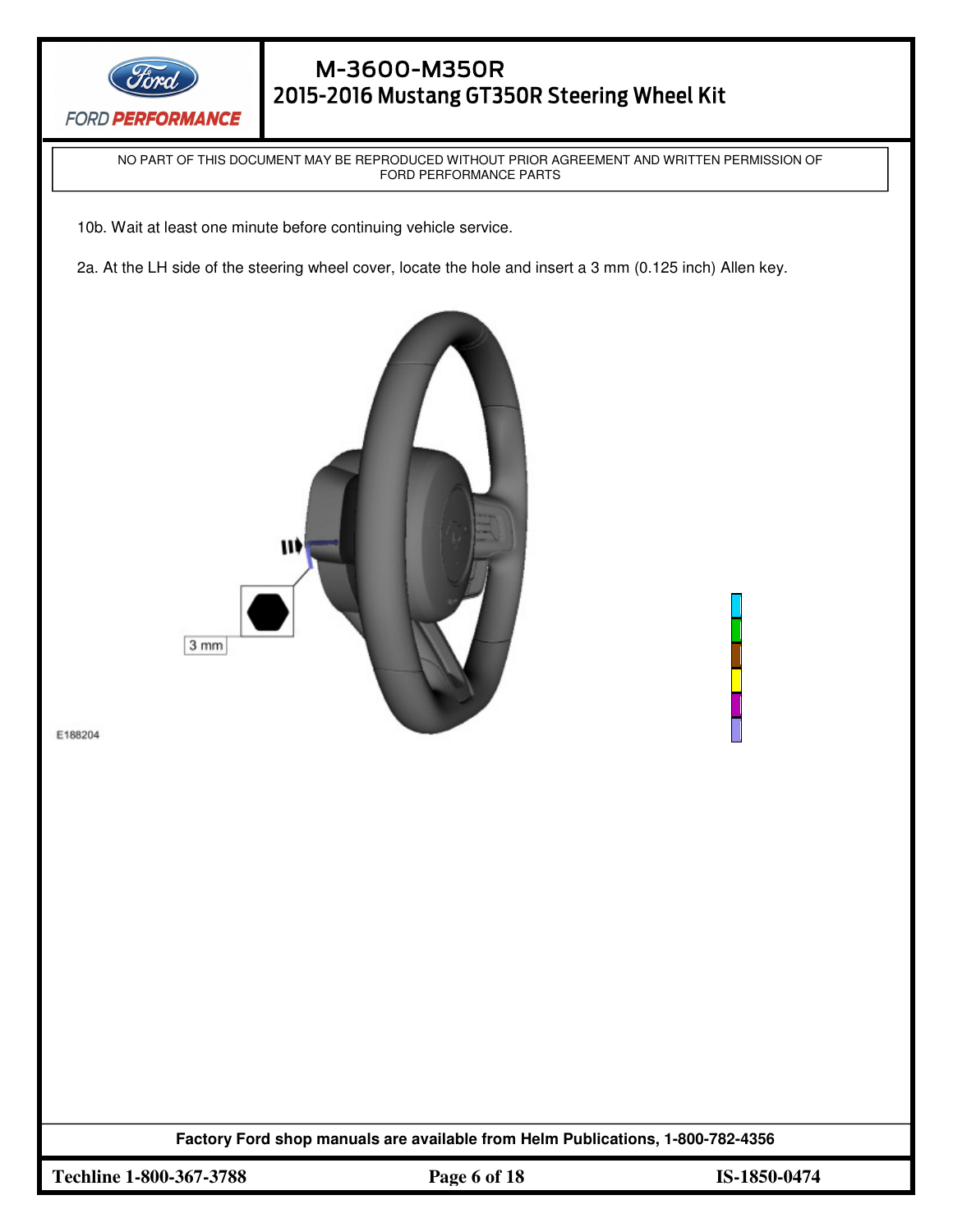NO PART OF THIS DOCUMENT MAY BE REPRODUCED WITHOUT PRIOR AGREEMENT AND WRITTEN PERMISSION OF FORD PERFORMANCE PARTS

10b. Wait at least one minute before continuing vehicle service.

2a. At the LH side of the steering wheel cover, locate the hole and insert a 3 mm (0.125 inch) Allen key.

3 mm

E188204

Factory Ford shop manuals are available from Helm Publications, 1-800-782-4356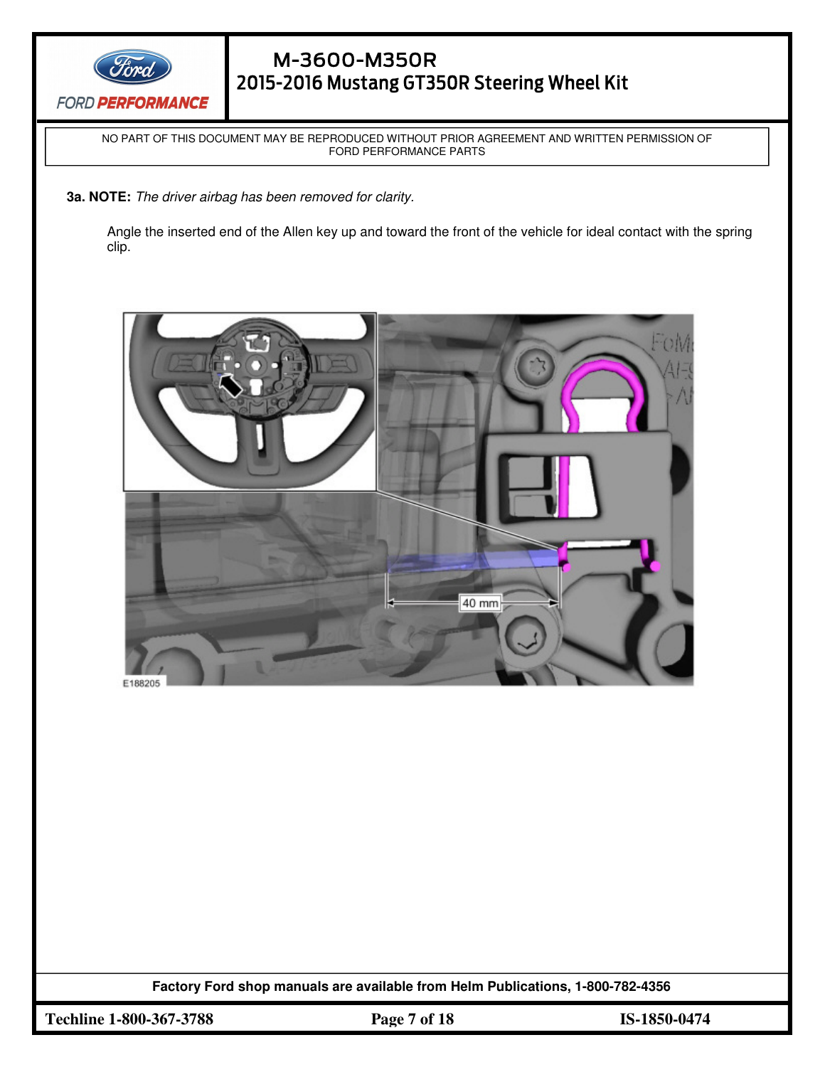**3a. NOTE:** *The driver airbag has been removed for clarity.*

Angle the inserted end of the Allen key up and toward the front of the vehicle for ideal contact with the spring clip.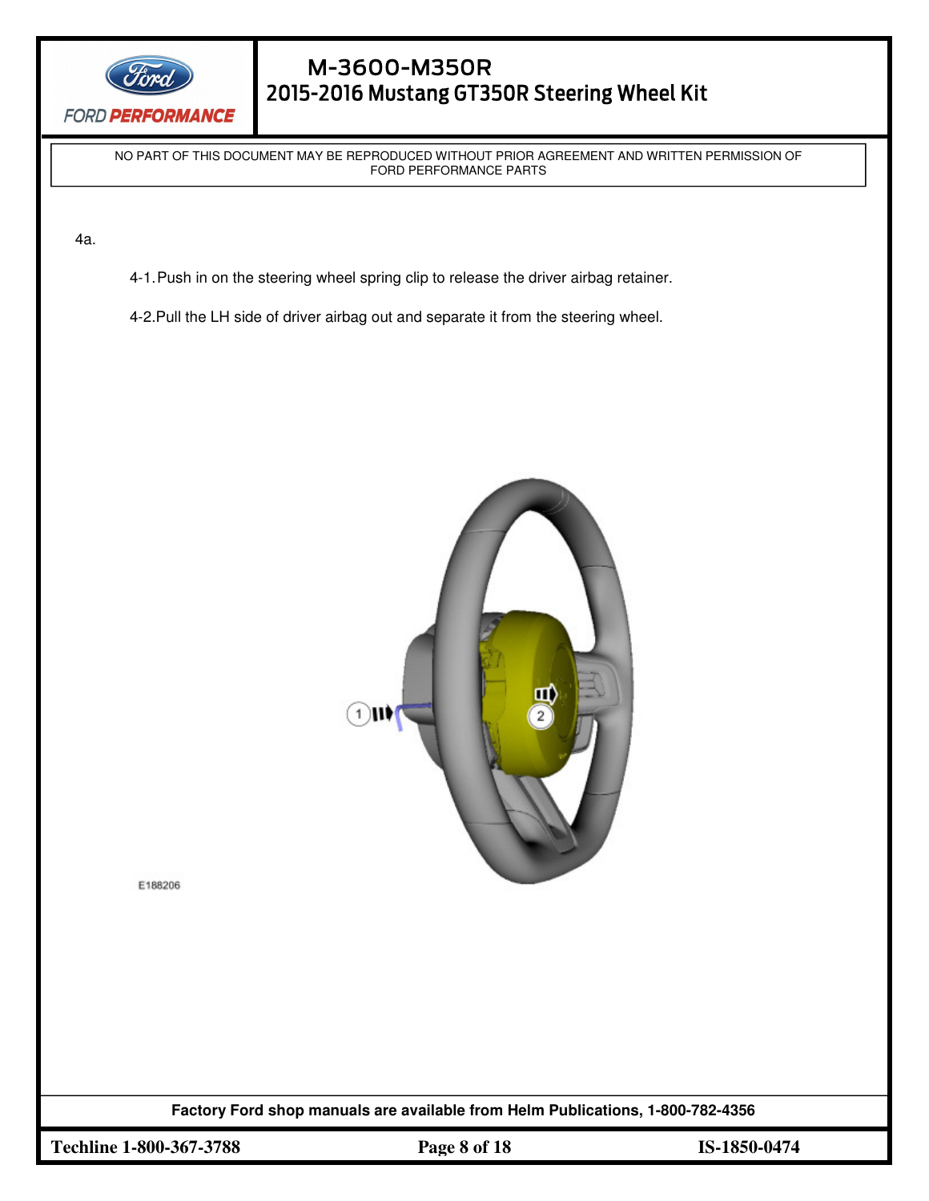NO PART OF THIS DOCUMENT MAY BE REPRODUCED WITHOUT PRIOR AGREEMENT AND WRITTEN PERMISSION OF FORD PERFORMANCE PARTS

4a.

4-1. Push in on the steering wheel spring clip to release the driver airbag retainer.

4-2. Pull the LH side of driver airbag out and separate it from the steering wheel.

E188206

Factory Ford shop manuals are available from Helm Publications, 1-800-782-4356

Techline 1-800-367-3788

IS-1850-0474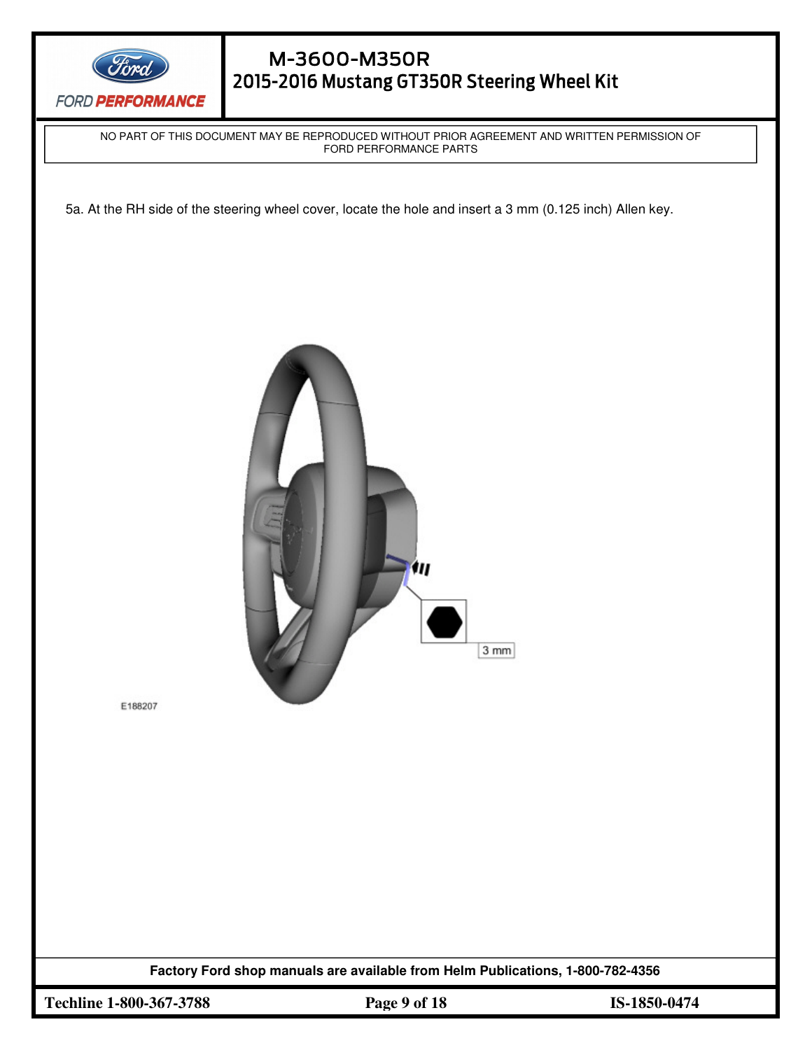NO PART OF THIS DOCUMENT MAY BE REPRODUCED WITHOUT PRIOR AGREEMENT AND WRITTEN PERMISSION OF FORD PERFORMANCE PARTS

5a. At the RH side of the steering wheel cover, locate the hole and insert a 3 mm (0.125 inch) Allen key.

3 mm

E188207

**Factory Ford shop manuals are available from Helm Publications, 1-800-782-4356**

**Techline 1-800-367-3788** **IS-1850-0474**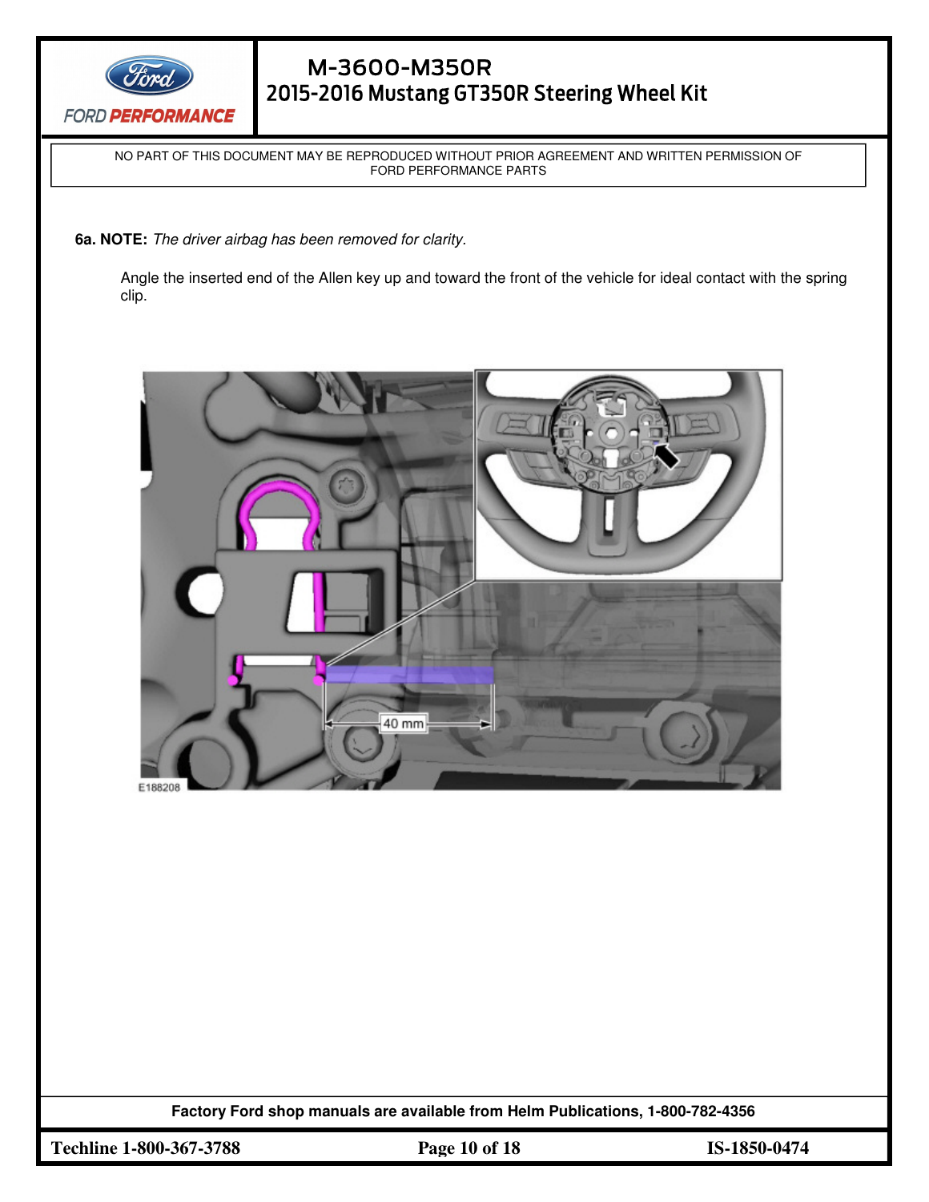**6a. NOTE:** *The driver airbag has been removed for clarity.*

Angle the inserted end of the Allen key up and toward the front of the vehicle for ideal contact with the spring clip.

Factory Ford shop manuals are available from Helm Publications, 1-800-782-4356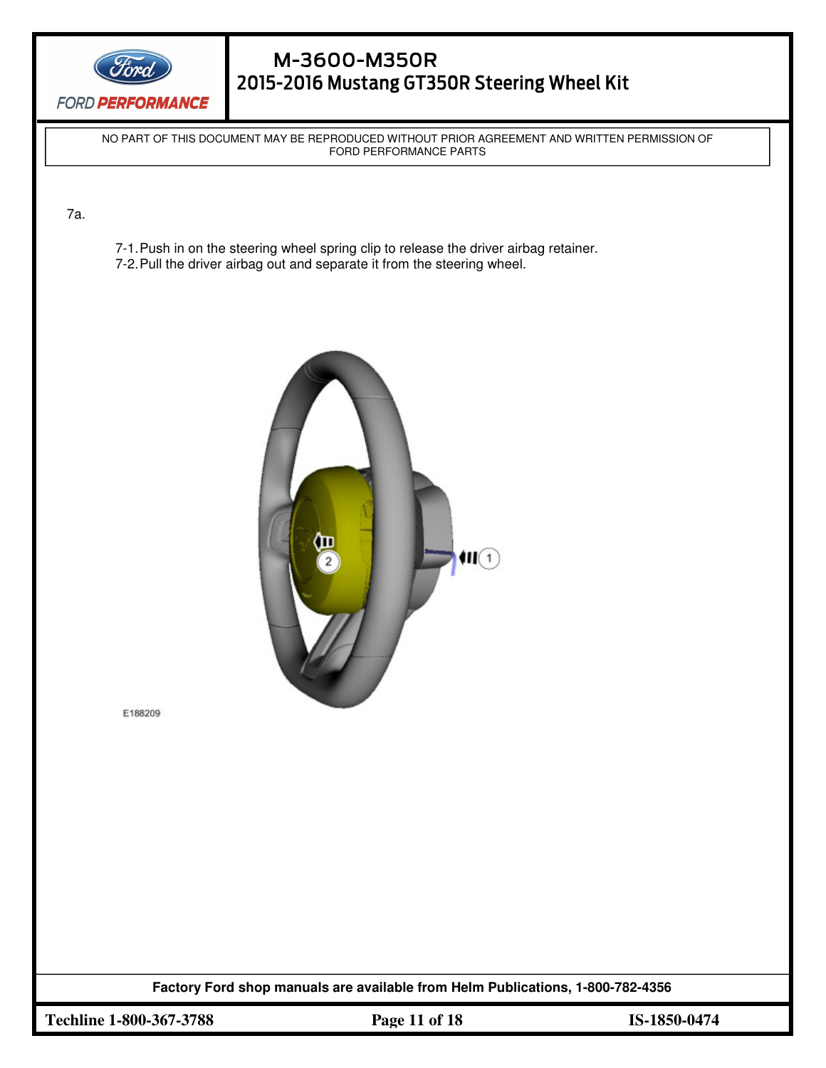7a.

7-1. Push in on the steering wheel spring clip to release the driver airbag retainer.
7-2. Pull the driver airbag out and separate it from the steering wheel.

E188209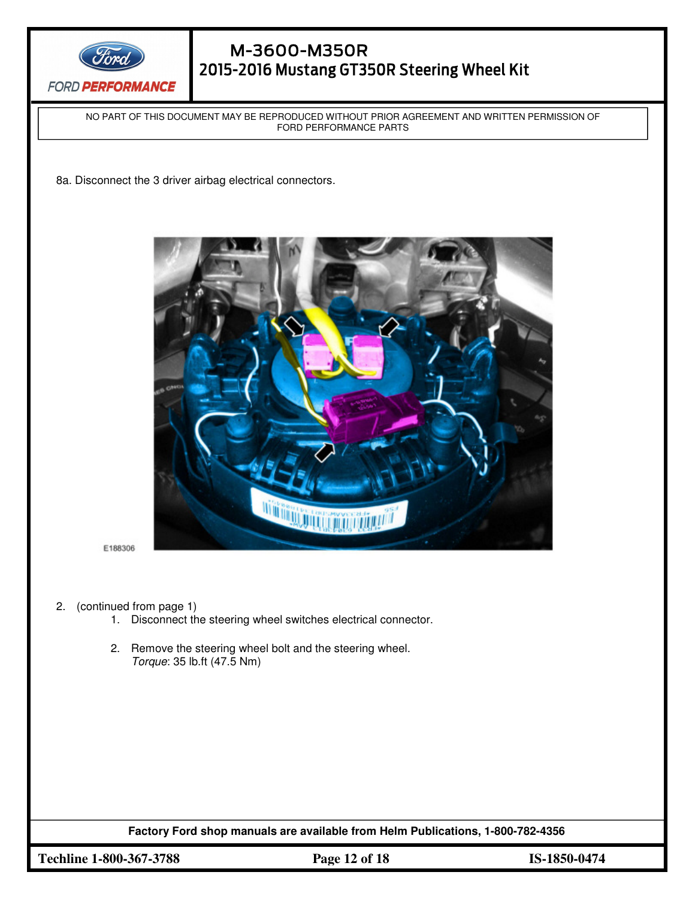8a. Disconnect the 3 driver airbag electrical connectors.

E188306

2. (continued from page 1)
    1. Disconnect the steering wheel switches electrical connector.

    2. Remove the steering wheel bolt and the steering wheel.
       *Torque*: 35 lb.ft (47.5 Nm)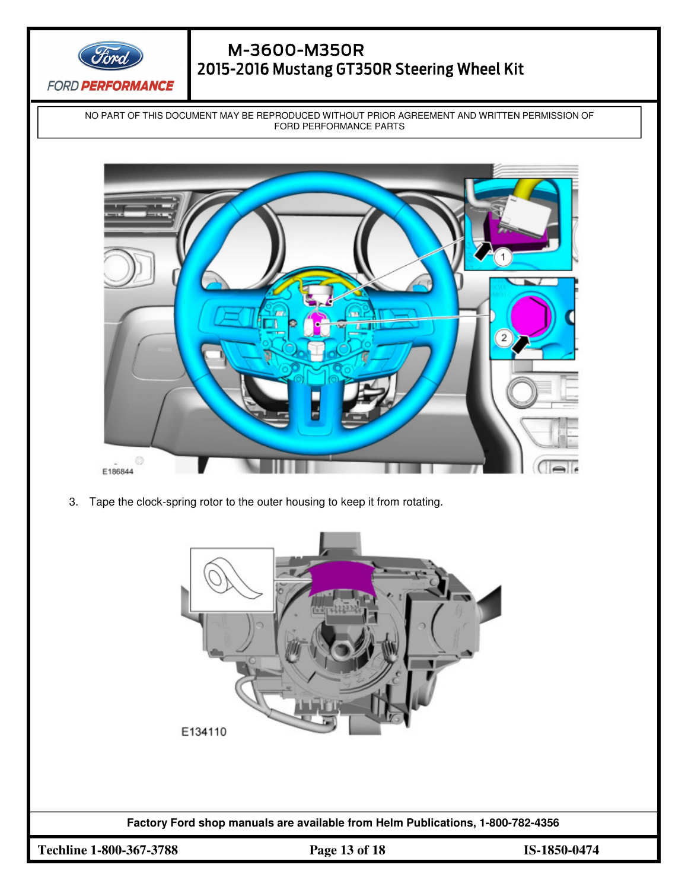NO PART OF THIS DOCUMENT MAY BE REPRODUCED WITHOUT PRIOR AGREEMENT AND WRITTEN PERMISSION OF FORD PERFORMANCE PARTS

E186844

3. Tape the clock-spring rotor to the outer housing to keep it from rotating.

E134110

**Factory Ford shop manuals are available from Helm Publications, 1-800-782-4356**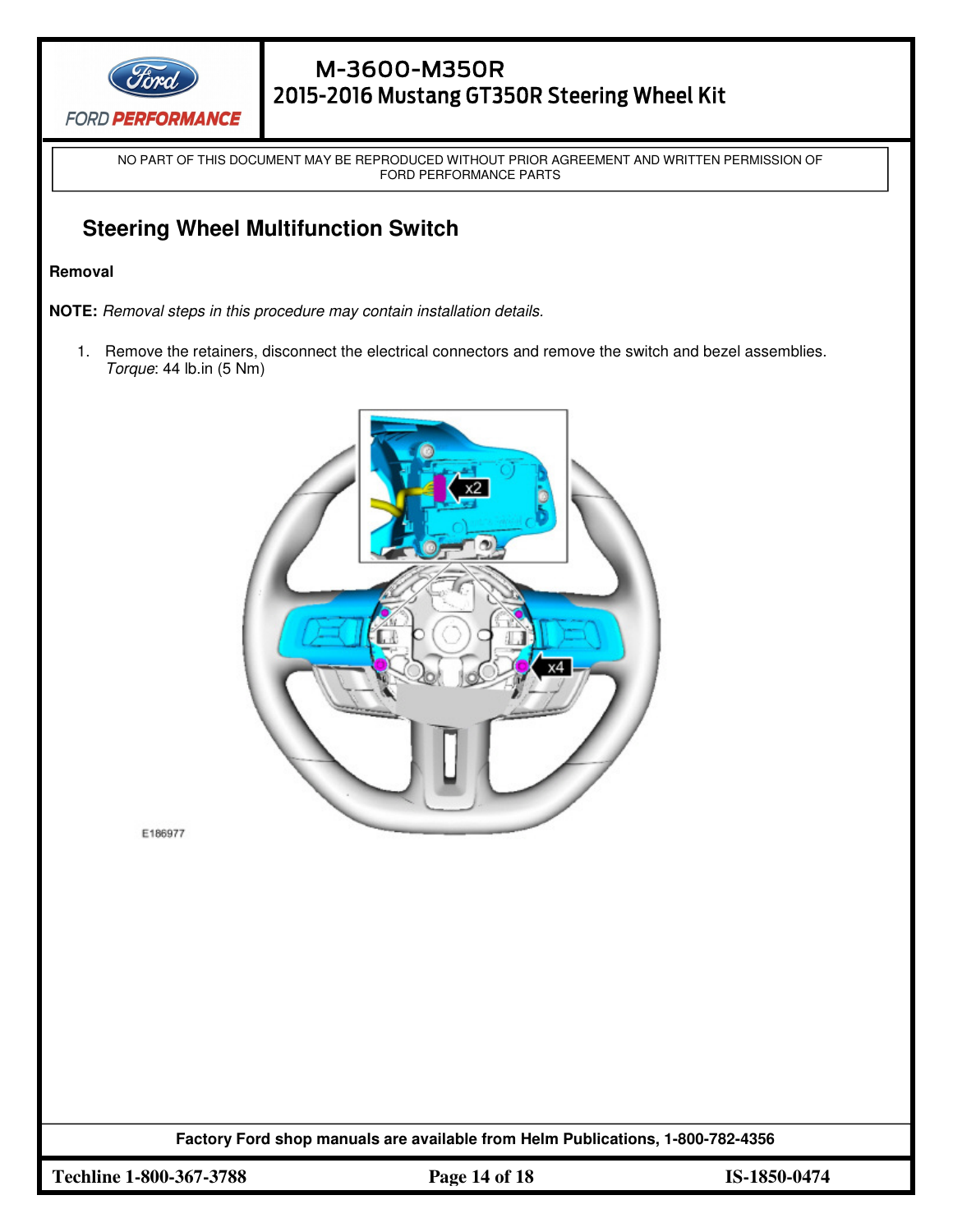NO PART OF THIS DOCUMENT MAY BE REPRODUCED WITHOUT PRIOR AGREEMENT AND WRITTEN PERMISSION OF FORD PERFORMANCE PARTS

## Steering Wheel Multifunction Switch

**Removal**

**NOTE:** *Removal steps in this procedure may contain installation details.*

1. Remove the retainers, disconnect the electrical connectors and remove the switch and bezel assemblies.
   *Torque*: 44 lb.in (5 Nm)

E186977

**Factory Ford shop manuals are available from Helm Publications, 1-800-782-4356**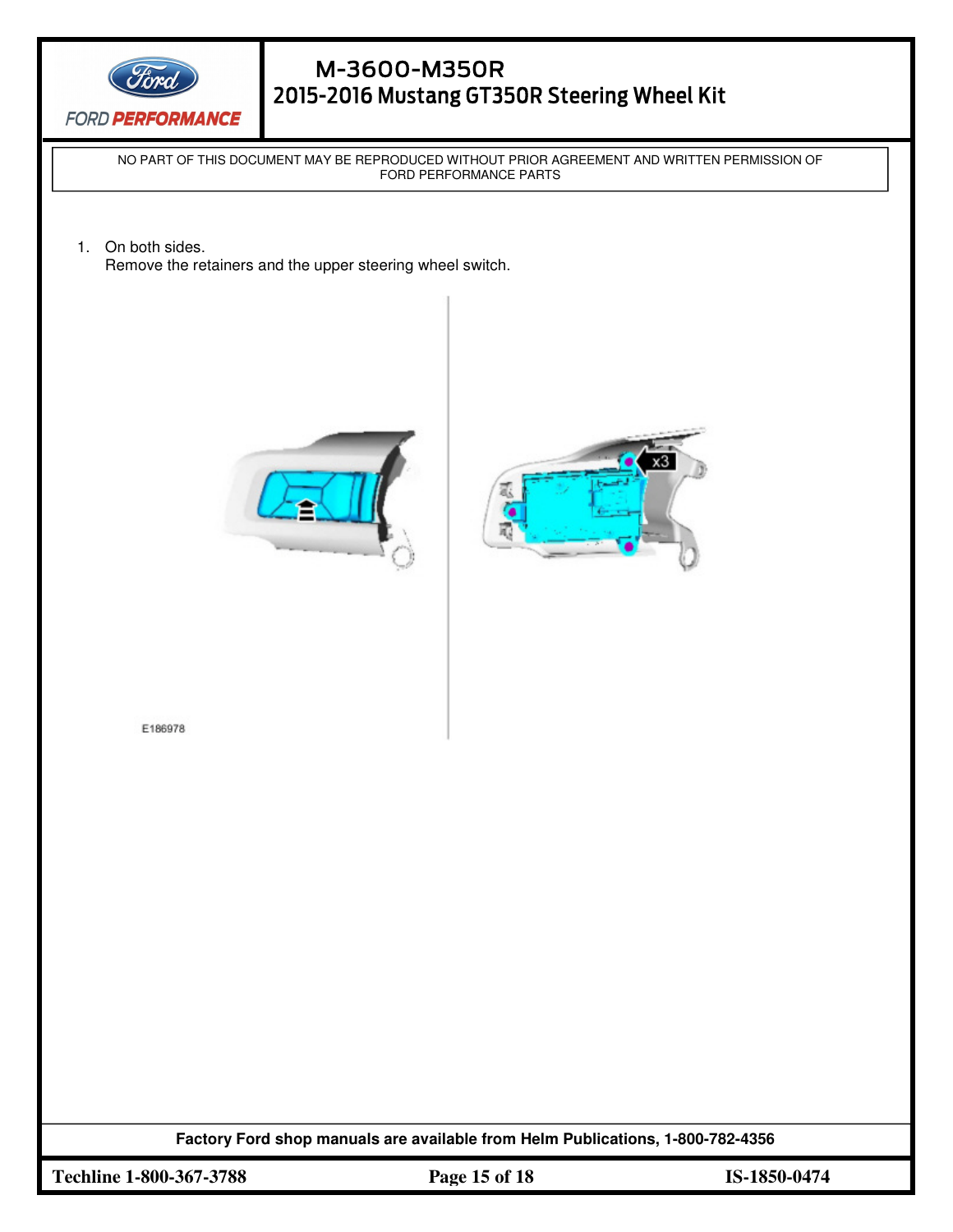NO PART OF THIS DOCUMENT MAY BE REPRODUCED WITHOUT PRIOR AGREEMENT AND WRITTEN PERMISSION OF FORD PERFORMANCE PARTS

1. On both sides.
   Remove the retainers and the upper steering wheel switch.

E186978

Factory Ford shop manuals are available from Helm Publications, 1-800-782-4356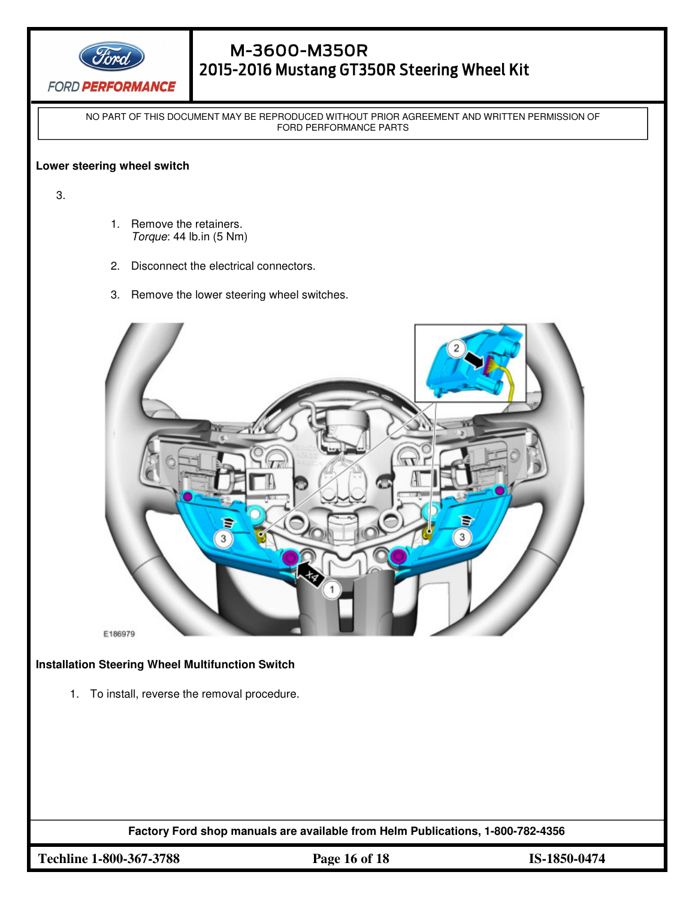NO PART OF THIS DOCUMENT MAY BE REPRODUCED WITHOUT PRIOR AGREEMENT AND WRITTEN PERMISSION OF FORD PERFORMANCE PARTS

**Lower steering wheel switch**

3.

1. Remove the retainers.
   *Torque*: 44 lb.in (5 Nm)

2. Disconnect the electrical connectors.

3. Remove the lower steering wheel switches.

**Installation Steering Wheel Multifunction Switch**

1. To install, reverse the removal procedure.

**Factory Ford shop manuals are available from Helm Publications, 1-800-782-4356**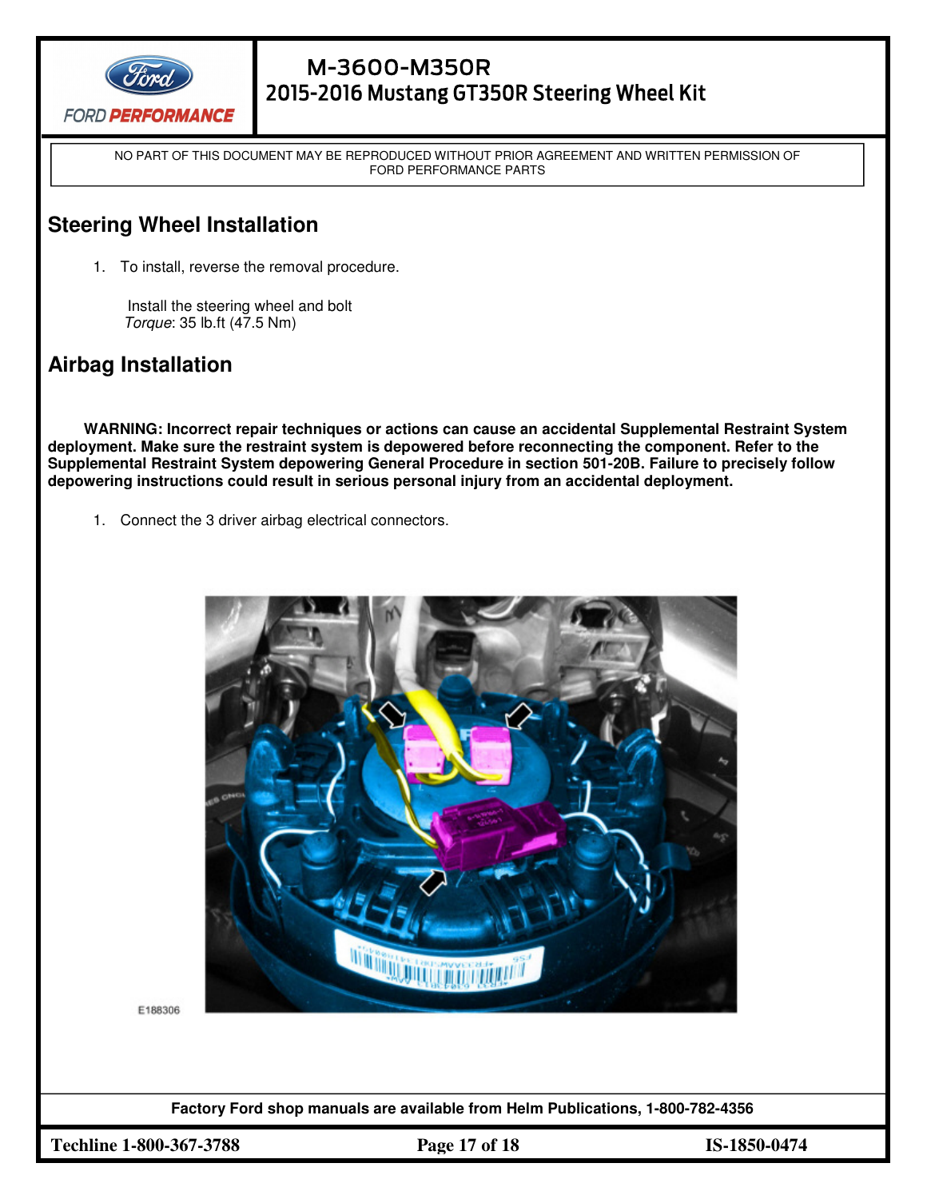NO PART OF THIS DOCUMENT MAY BE REPRODUCED WITHOUT PRIOR AGREEMENT AND WRITTEN PERMISSION OF FORD PERFORMANCE PARTS

## Steering Wheel Installation

1. To install, reverse the removal procedure.

   Install the steering wheel and bolt
   *Torque*: 35 lb.ft (47.5 Nm)

## Airbag Installation

**WARNING: Incorrect repair techniques or actions can cause an accidental Supplemental Restraint System deployment. Make sure the restraint system is depowered before reconnecting the component. Refer to the Supplemental Restraint System depowering General Procedure in section 501-20B. Failure to precisely follow depowering instructions could result in serious personal injury from an accidental deployment.**

1. Connect the 3 driver airbag electrical connectors.

E188306

Factory Ford shop manuals are available from Helm Publications, 1-800-782-4356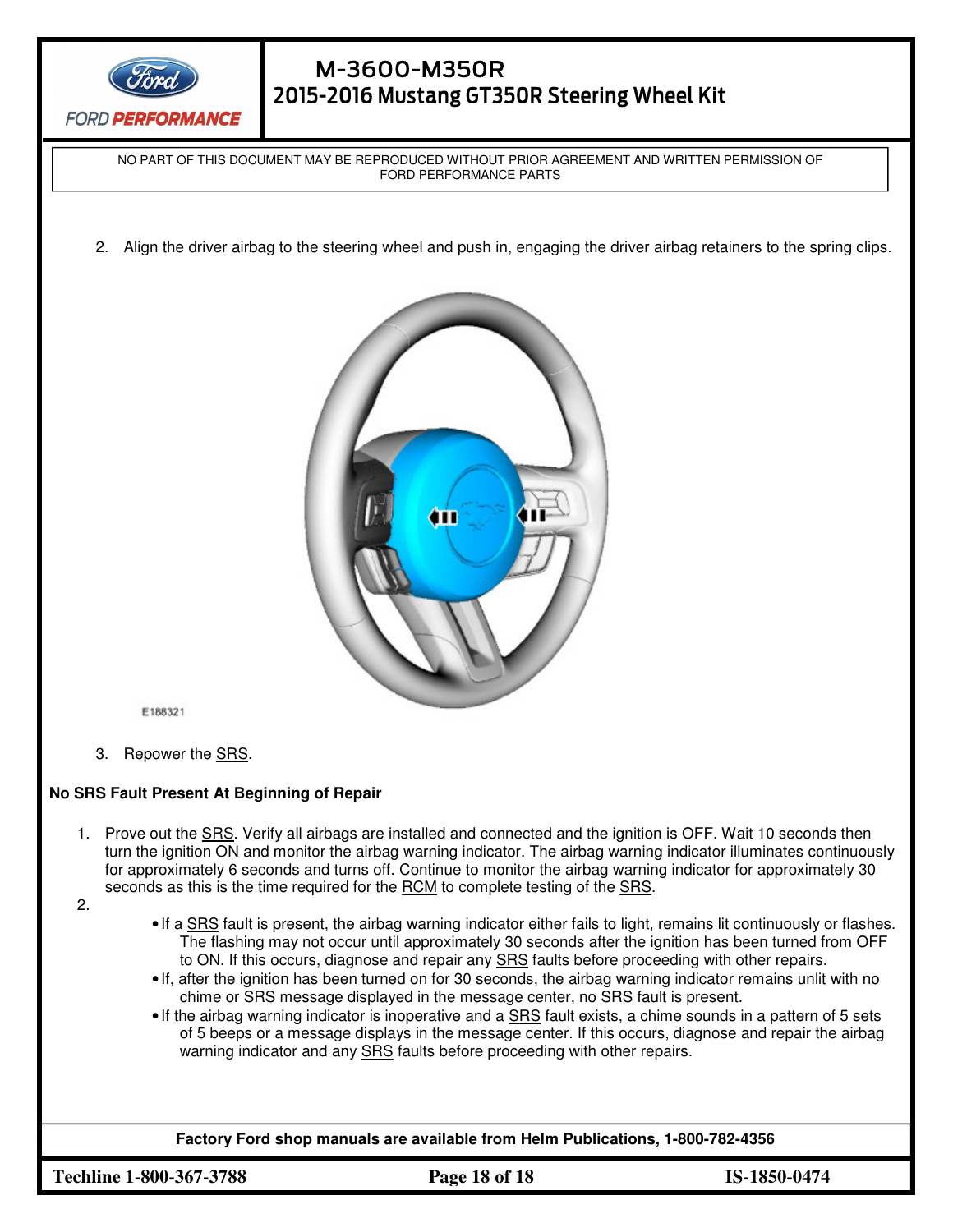2. Align the driver airbag to the steering wheel and push in, engaging the driver airbag retainers to the spring clips.

E188321

3. Repower the SRS.

**No SRS Fault Present At Beginning of Repair**

1. Prove out the SRS. Verify all airbags are installed and connected and the ignition is OFF. Wait 10 seconds then turn the ignition ON and monitor the airbag warning indicator. The airbag warning indicator illuminates continuously for approximately 6 seconds and turns off. Continue to monitor the airbag warning indicator for approximately 30 seconds as this is the time required for the RCM to complete testing of the SRS.
2. 
   - If a SRS fault is present, the airbag warning indicator either fails to light, remains lit continuously or flashes. The flashing may not occur until approximately 30 seconds after the ignition has been turned from OFF to ON. If this occurs, diagnose and repair any SRS faults before proceeding with other repairs.
   - If, after the ignition has been turned on for 30 seconds, the airbag warning indicator remains unlit with no chime or SRS message displayed in the message center, no SRS fault is present.
   - If the airbag warning indicator is inoperative and a SRS fault exists, a chime sounds in a pattern of 5 sets of 5 beeps or a message displays in the message center. If this occurs, diagnose and repair the airbag warning indicator and any SRS faults before proceeding with other repairs.